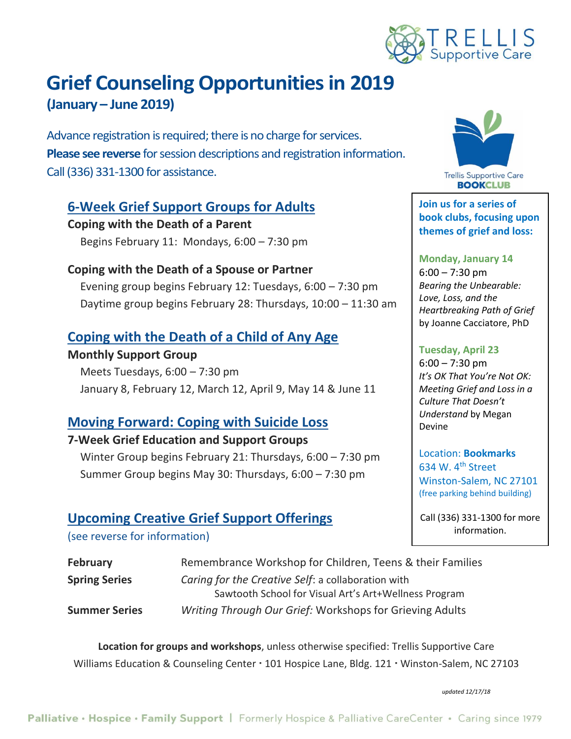TRELLIS Supportive Care

# Grief Counseling Opportunities in 2019

**(January – June 2019)**

Advance registration is required; there is no charge for services.
**Please see reverse** for session descriptions and registration information.
Call (336) 331-1300 for assistance.

## 6-Week Grief Support Groups for Adults

**Coping with the Death of a Parent**

Begins February 11: Mondays, 6:00 – 7:30 pm

**Coping with the Death of a Spouse or Partner**

Evening group begins February 12: Tuesdays, 6:00 – 7:30 pm
Daytime group begins February 28: Thursdays, 10:00 – 11:30 am

## Coping with the Death of a Child of Any Age

**Monthly Support Group**

Meets Tuesdays, 6:00 – 7:30 pm
January 8, February 12, March 12, April 9, May 14 & June 11

## Moving Forward: Coping with Suicide Loss

**7-Week Grief Education and Support Groups**

Winter Group begins February 21: Thursdays, 6:00 – 7:30 pm
Summer Group begins May 30: Thursdays, 6:00 – 7:30 pm

## Upcoming Creative Grief Support Offerings

(see reverse for information)

| | |
|---|---|
| **February** | Remembrance Workshop for Children, Teens & their Families |
| **Spring Series** | *Caring for the Creative Self*: a collaboration with Sawtooth School for Visual Art's Art+Wellness Program |
| **Summer Series** | *Writing Through Our Grief:* Workshops for Grieving Adults |

---

Trellis Supportive Care **BOOKCLUB**

**Join us for a series of book clubs, focusing upon themes of grief and loss:**

**Monday, January 14**
6:00 – 7:30 pm
*Bearing the Unbearable: Love, Loss, and the Heartbreaking Path of Grief* by Joanne Cacciatore, PhD

**Tuesday, April 23**
6:00 – 7:30 pm
*It's OK That You're Not OK: Meeting Grief and Loss in a Culture That Doesn't Understand* by Megan Devine

Location: **Bookmarks**
634 W. 4th Street
Winston-Salem, NC 27101
(free parking behind building)

Call (336) 331-1300 for more information.

---

**Location for groups and workshops**, unless otherwise specified: Trellis Supportive Care
Williams Education & Counseling Center · 101 Hospice Lane, Bldg. 121 · Winston-Salem, NC 27103

*updated 12/17/18*

Palliative · Hospice · Family Support | Formerly Hospice & Palliative CareCenter • Caring since 1979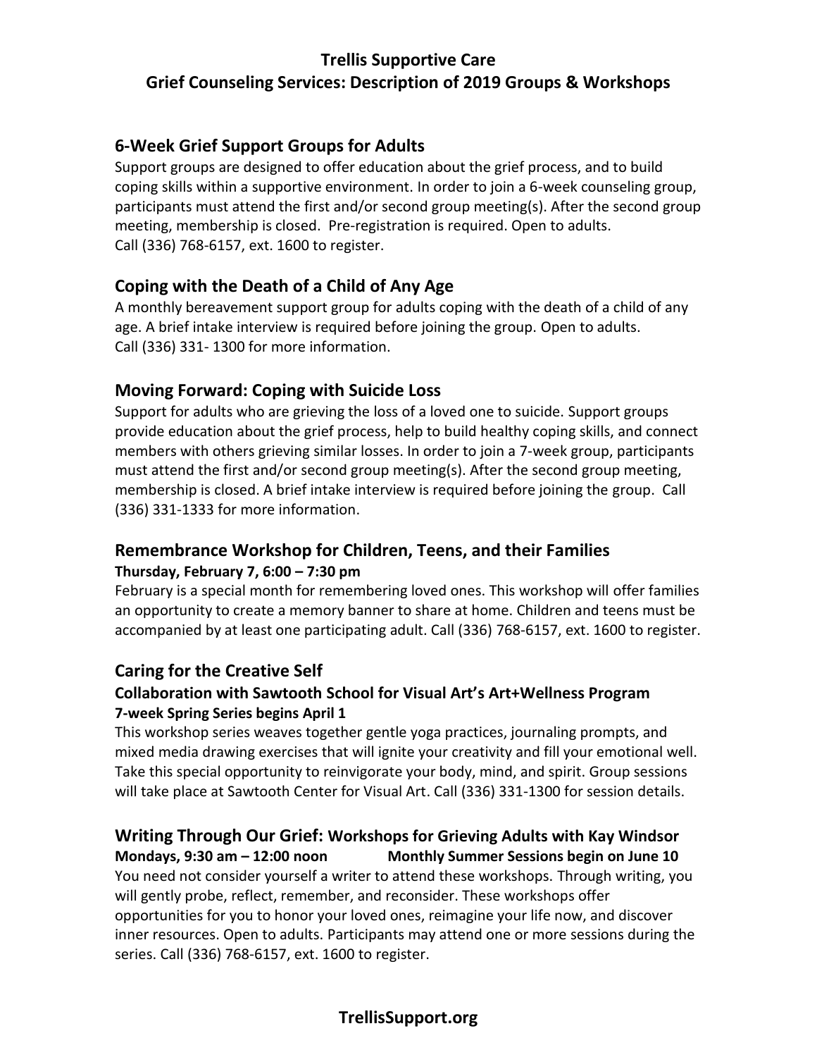# Trellis Supportive Care
# Grief Counseling Services: Description of 2019 Groups & Workshops

## 6-Week Grief Support Groups for Adults

Support groups are designed to offer education about the grief process, and to build coping skills within a supportive environment. In order to join a 6-week counseling group, participants must attend the first and/or second group meeting(s). After the second group meeting, membership is closed. Pre-registration is required. Open to adults.
Call (336) 768-6157, ext. 1600 to register.

## Coping with the Death of a Child of Any Age

A monthly bereavement support group for adults coping with the death of a child of any age. A brief intake interview is required before joining the group. Open to adults.
Call (336) 331- 1300 for more information.

## Moving Forward: Coping with Suicide Loss

Support for adults who are grieving the loss of a loved one to suicide. Support groups provide education about the grief process, help to build healthy coping skills, and connect members with others grieving similar losses. In order to join a 7-week group, participants must attend the first and/or second group meeting(s). After the second group meeting, membership is closed. A brief intake interview is required before joining the group. Call (336) 331-1333 for more information.

## Remembrance Workshop for Children, Teens, and their Families

**Thursday, February 7, 6:00 – 7:30 pm**

February is a special month for remembering loved ones. This workshop will offer families an opportunity to create a memory banner to share at home. Children and teens must be accompanied by at least one participating adult. Call (336) 768-6157, ext. 1600 to register.

## Caring for the Creative Self

### Collaboration with Sawtooth School for Visual Art's Art+Wellness Program

**7-week Spring Series begins April 1**

This workshop series weaves together gentle yoga practices, journaling prompts, and mixed media drawing exercises that will ignite your creativity and fill your emotional well. Take this special opportunity to reinvigorate your body, mind, and spirit. Group sessions will take place at Sawtooth Center for Visual Art. Call (336) 331-1300 for session details.

## Writing Through Our Grief: Workshops for Grieving Adults with Kay Windsor

**Mondays, 9:30 am – 12:00 noon** **Monthly Summer Sessions begin on June 10**

You need not consider yourself a writer to attend these workshops. Through writing, you will gently probe, reflect, remember, and reconsider. These workshops offer opportunities for you to honor your loved ones, reimagine your life now, and discover inner resources. Open to adults. Participants may attend one or more sessions during the series. Call (336) 768-6157, ext. 1600 to register.

**TrellisSupport.org**